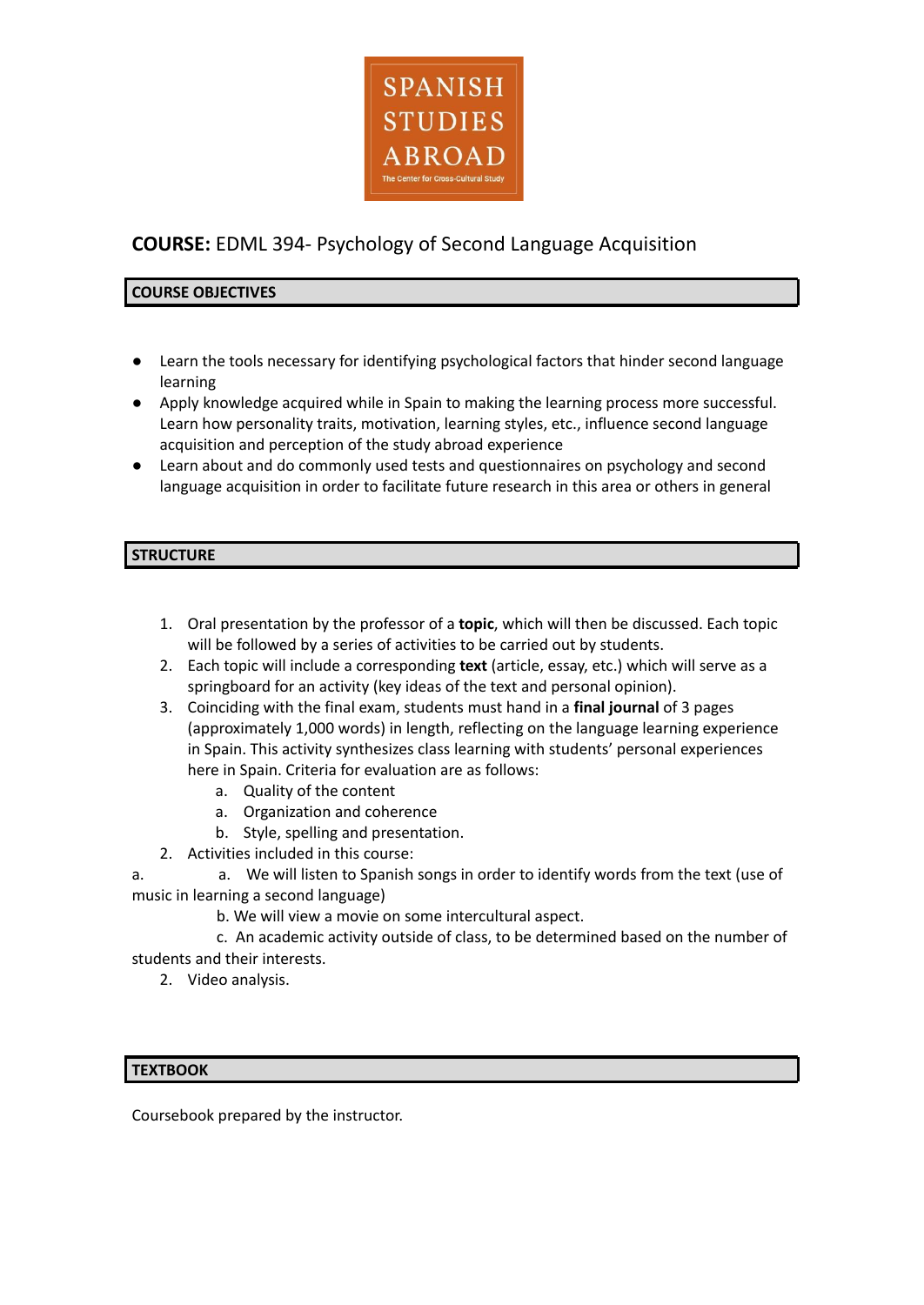SPANISH STUDIES ABROAD

The Center for Cross-Cultural Study

## COURSE: EDML 394- Psychology of Second Language Acquisition

### COURSE OBJECTIVES

- Learn the tools necessary for identifying psychological factors that hinder second language learning
- Apply knowledge acquired while in Spain to making the learning process more successful. Learn how personality traits, motivation, learning styles, etc., influence second language acquisition and perception of the study abroad experience
- Learn about and do commonly used tests and questionnaires on psychology and second language acquisition in order to facilitate future research in this area or others in general

### STRUCTURE

1. Oral presentation by the professor of a **topic**, which will then be discussed. Each topic will be followed by a series of activities to be carried out by students.
2. Each topic will include a corresponding **text** (article, essay, etc.) which will serve as a springboard for an activity (key ideas of the text and personal opinion).
3. Coinciding with the final exam, students must hand in a **final journal** of 3 pages (approximately 1,000 words) in length, reflecting on the language learning experience in Spain. This activity synthesizes class learning with students' personal experiences here in Spain. Criteria for evaluation are as follows:
   a. Quality of the content
   a. Organization and coherence
   b. Style, spelling and presentation.
2. Activities included in this course:

a. a. We will listen to Spanish songs in order to identify words from the text (use of music in learning a second language)
   b. We will view a movie on some intercultural aspect.
   c. An academic activity outside of class, to be determined based on the number of students and their interests.

2. Video analysis.

### TEXTBOOK

Coursebook prepared by the instructor.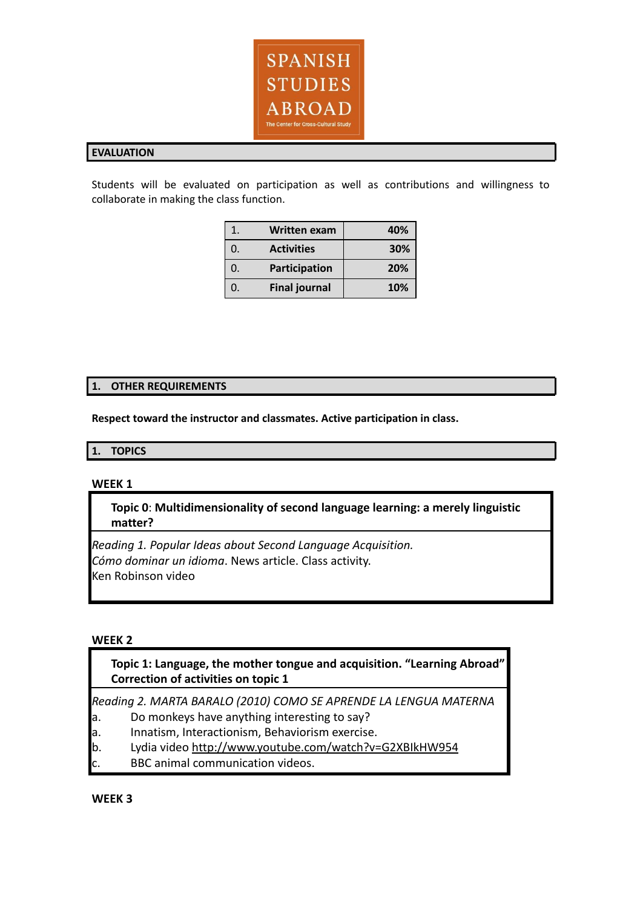SPANISH STUDIES ABROAD

The Center for Cross-Cultural Study

## EVALUATION

Students will be evaluated on participation as well as contributions and willingness to collaborate in making the class function.

| | | |
|---|---|---|
| 1. | **Written exam** | **40%** |
| 0. | **Activities** | **30%** |
| 0. | **Participation** | **20%** |
| 0. | **Final journal** | **10%** |

## 1. OTHER REQUIREMENTS

**Respect toward the instructor and classmates. Active participation in class.**

## 1. TOPICS

**WEEK 1**

**Topic 0**: **Multidimensionality of second language learning: a merely linguistic matter?**

*Reading 1. Popular Ideas about Second Language Acquisition.*
*Cómo dominar un idioma*. News article. Class activity.
Ken Robinson video

**WEEK 2**

**Topic 1: Language, the mother tongue and acquisition. "Learning Abroad"**
**Correction of activities on topic 1**

*Reading 2. MARTA BARALO (2010) COMO SE APRENDE LA LENGUA MATERNA*

a. Do monkeys have anything interesting to say?
a. Innatism, Interactionism, Behaviorism exercise.
b. Lydia video http://www.youtube.com/watch?v=G2XBIkHW954
c. BBC animal communication videos.

**WEEK 3**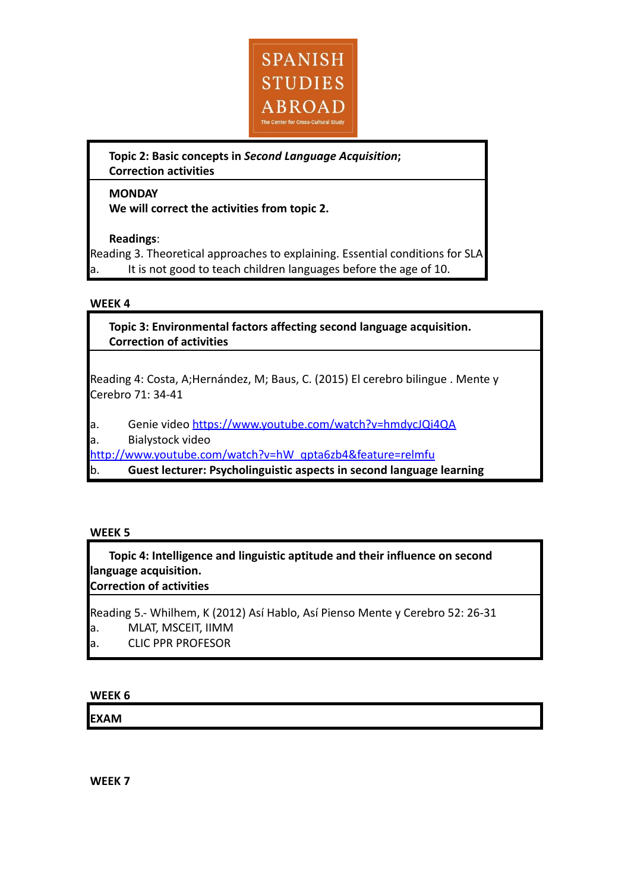SPANISH STUDIES ABROAD

The Center for Cross-Cultural Study

**Topic 2: Basic concepts in *Second Language Acquisition*; Correction activities**

**MONDAY**
**We will correct the activities from topic 2.**

**Readings**:
Reading 3. Theoretical approaches to explaining. Essential conditions for SLA
a. It is not good to teach children languages before the age of 10.

**WEEK 4**

**Topic 3: Environmental factors affecting second language acquisition. Correction of activities**

Reading 4: Costa, A;Hernández, M; Baus, C. (2015) El cerebro bilingue . Mente y Cerebro 71: 34-41

a. Genie video https://www.youtube.com/watch?v=hmdycJQi4QA
a. Bialystock video http://www.youtube.com/watch?v=hW_qpta6zb4&feature=relmfu
b. **Guest lecturer: Psycholinguistic aspects in second language learning**

**WEEK 5**

**Topic 4: Intelligence and linguistic aptitude and their influence on second language acquisition. Correction of activities**

Reading 5.- Whilhem, K (2012) Así Hablo, Así Pienso Mente y Cerebro 52: 26-31
a. MLAT, MSCEIT, IIMM
a. CLIC PPR PROFESOR

**WEEK 6**

**EXAM**

**WEEK 7**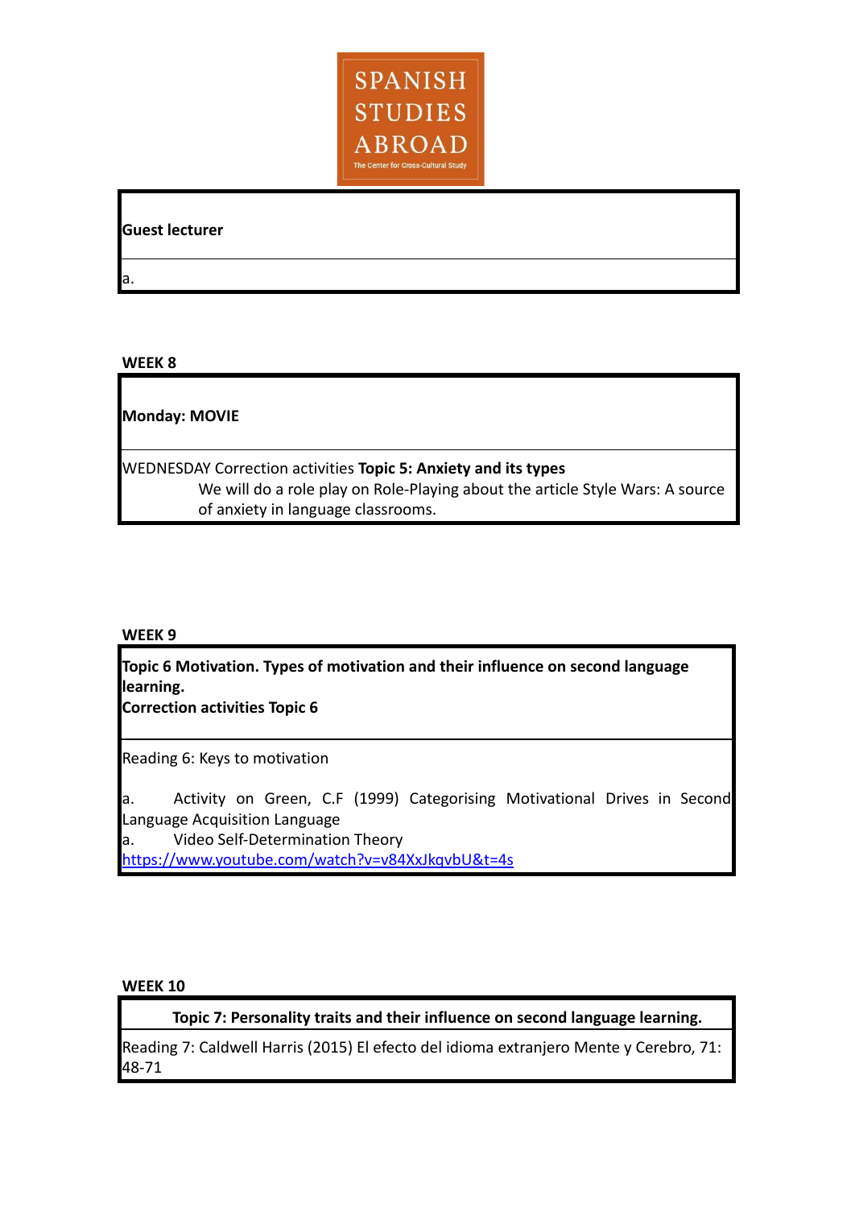SPANISH STUDIES ABROAD

The Center for Cross-Cultural Study

| **Guest lecturer** |
| --- |
| a. |

**WEEK 8**

| **Monday: MOVIE** |
| --- |
| WEDNESDAY Correction activities **Topic 5: Anxiety and its types**<br>We will do a role play on Role-Playing about the article Style Wars: A source of anxiety in language classrooms. |

**WEEK 9**

| **Topic 6 Motivation. Types of motivation and their influence on second language learning.**<br>**Correction activities Topic 6** |
| --- |
| Reading 6: Keys to motivation<br><br>a. Activity on Green, C.F (1999) Categorising Motivational Drives in Second Language Acquisition Language<br>a. Video Self-Determination Theory<br>https://www.youtube.com/watch?v=v84XxJkqvbU&t=4s |

**WEEK 10**

| **Topic 7: Personality traits and their influence on second language learning.** |
| --- |
| Reading 7: Caldwell Harris (2015) El efecto del idioma extranjero Mente y Cerebro, 71: 48-71 |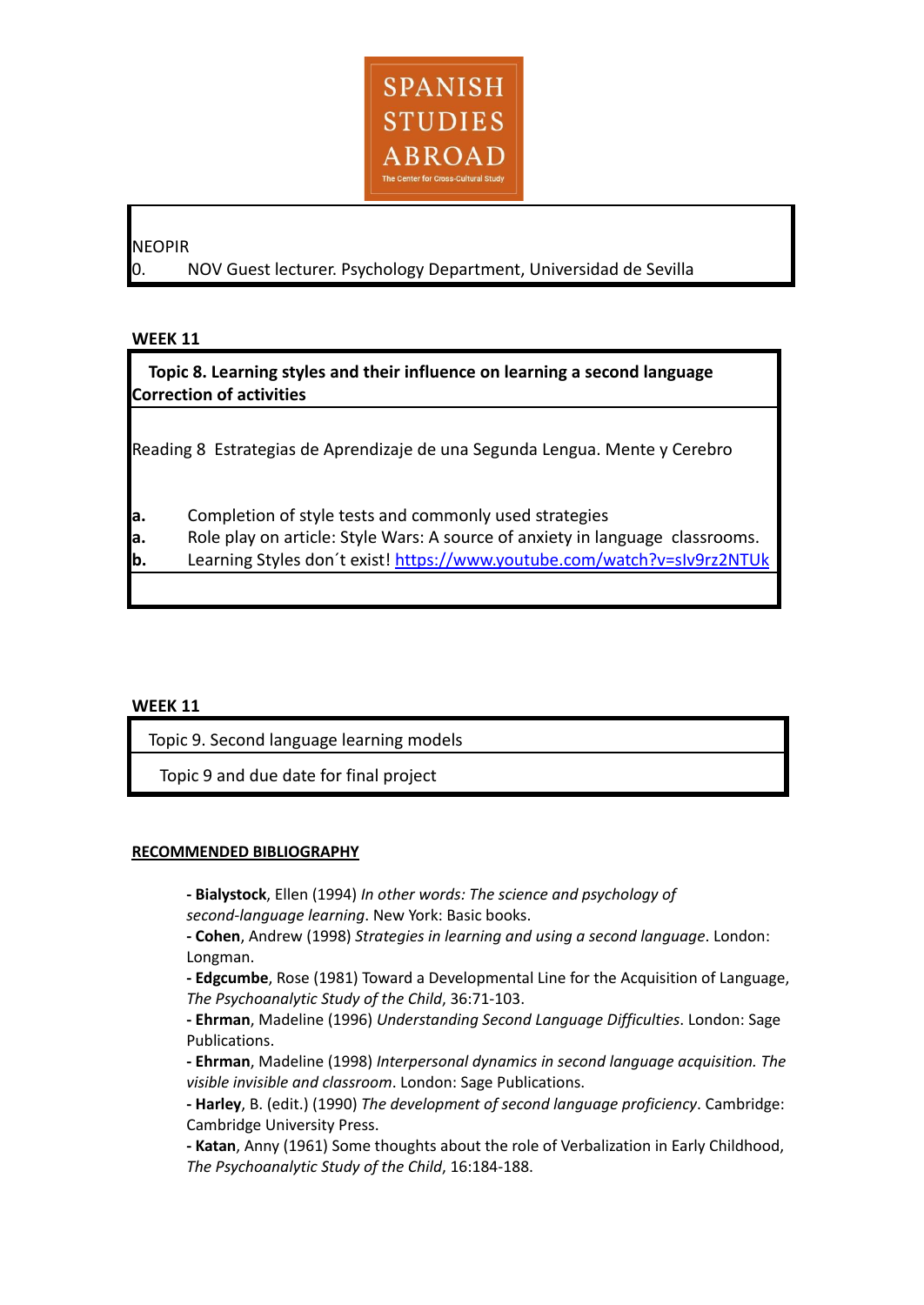SPANISH STUDIES ABROAD

The Center for Cross-Cultural Study

| NEOPIR |
| --- |
| 0. NOV Guest lecturer. Psychology Department, Universidad de Sevilla |

**WEEK 11**

| **Topic 8. Learning styles and their influence on learning a second language** **Correction of activities** |
| --- |
| Reading 8 Estrategias de Aprendizaje de una Segunda Lengua. Mente y Cerebro<br><br>**a.** Completion of style tests and commonly used strategies<br>**a.** Role play on article: Style Wars: A source of anxiety in language classrooms.<br>**b.** Learning Styles don´t exist! https://www.youtube.com/watch?v=sIv9rz2NTUk |

**WEEK 11**

| Topic 9. Second language learning models |
| --- |
| Topic 9 and due date for final project |

**RECOMMENDED BIBLIOGRAPHY**

- **Bialystock**, Ellen (1994) *In other words: The science and psychology of second-language learning*. New York: Basic books.
- **Cohen**, Andrew (1998) *Strategies in learning and using a second language*. London: Longman.
- **Edgcumbe**, Rose (1981) Toward a Developmental Line for the Acquisition of Language, *The Psychoanalytic Study of the Child*, 36:71-103.
- **Ehrman**, Madeline (1996) *Understanding Second Language Difficulties*. London: Sage Publications.
- **Ehrman**, Madeline (1998) *Interpersonal dynamics in second language acquisition. The visible invisible and classroom*. London: Sage Publications.
- **Harley**, B. (edit.) (1990) *The development of second language proficiency*. Cambridge: Cambridge University Press.
- **Katan**, Anny (1961) Some thoughts about the role of Verbalization in Early Childhood, *The Psychoanalytic Study of the Child*, 16:184-188.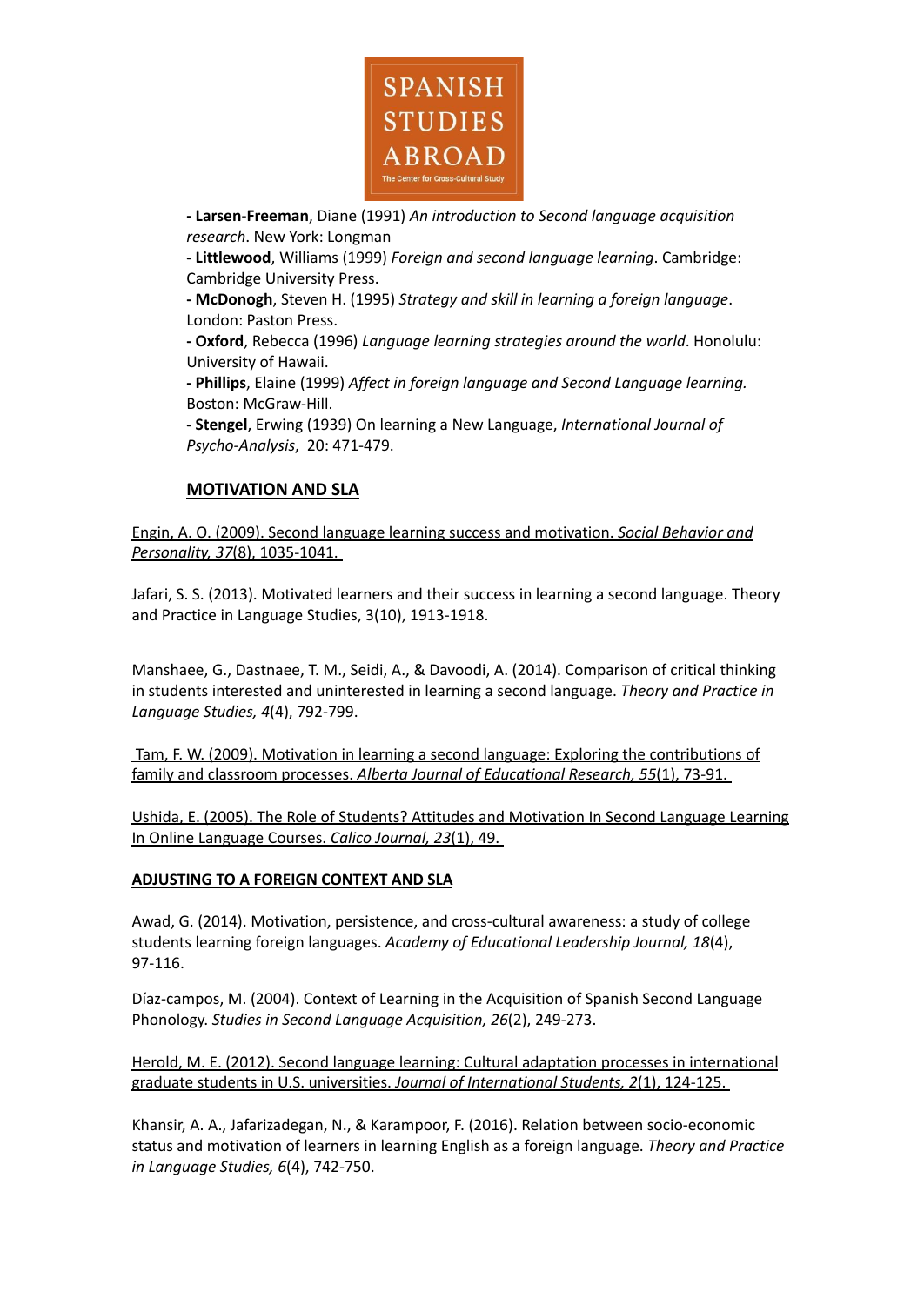**- Larsen-Freeman**, Diane (1991) *An introduction to Second language acquisition research*. New York: Longman

**- Littlewood**, Williams (1999) *Foreign and second language learning*. Cambridge: Cambridge University Press.

**- McDonogh**, Steven H. (1995) *Strategy and skill in learning a foreign language*. London: Paston Press.

**- Oxford**, Rebecca (1996) *Language learning strategies around the world*. Honolulu: University of Hawaii.

**- Phillips**, Elaine (1999) *Affect in foreign language and Second Language learning.* Boston: McGraw-Hill.

**- Stengel**, Erwing (1939) On learning a New Language, *International Journal of Psycho-Analysis*, 20: 471-479.

## MOTIVATION AND SLA

Engin, A. O. (2009). Second language learning success and motivation. *Social Behavior and Personality, 37*(8), 1035-1041.

Jafari, S. S. (2013). Motivated learners and their success in learning a second language. Theory and Practice in Language Studies, 3(10), 1913-1918.

Manshaee, G., Dastnaee, T. M., Seidi, A., & Davoodi, A. (2014). Comparison of critical thinking in students interested and uninterested in learning a second language. *Theory and Practice in Language Studies, 4*(4), 792-799.

Tam, F. W. (2009). Motivation in learning a second language: Exploring the contributions of family and classroom processes. *Alberta Journal of Educational Research, 55*(1), 73-91.

Ushida, E. (2005). The Role of Students? Attitudes and Motivation In Second Language Learning In Online Language Courses. *Calico Journal, 23*(1), 49.

## ADJUSTING TO A FOREIGN CONTEXT AND SLA

Awad, G. (2014). Motivation, persistence, and cross-cultural awareness: a study of college students learning foreign languages. *Academy of Educational Leadership Journal, 18*(4), 97-116.

Díaz-campos, M. (2004). Context of Learning in the Acquisition of Spanish Second Language Phonology. *Studies in Second Language Acquisition, 26*(2), 249-273.

Herold, M. E. (2012). Second language learning: Cultural adaptation processes in international graduate students in U.S. universities. *Journal of International Students, 2*(1), 124-125.

Khansir, A. A., Jafarizadegan, N., & Karampoor, F. (2016). Relation between socio-economic status and motivation of learners in learning English as a foreign language. *Theory and Practice in Language Studies, 6*(4), 742-750.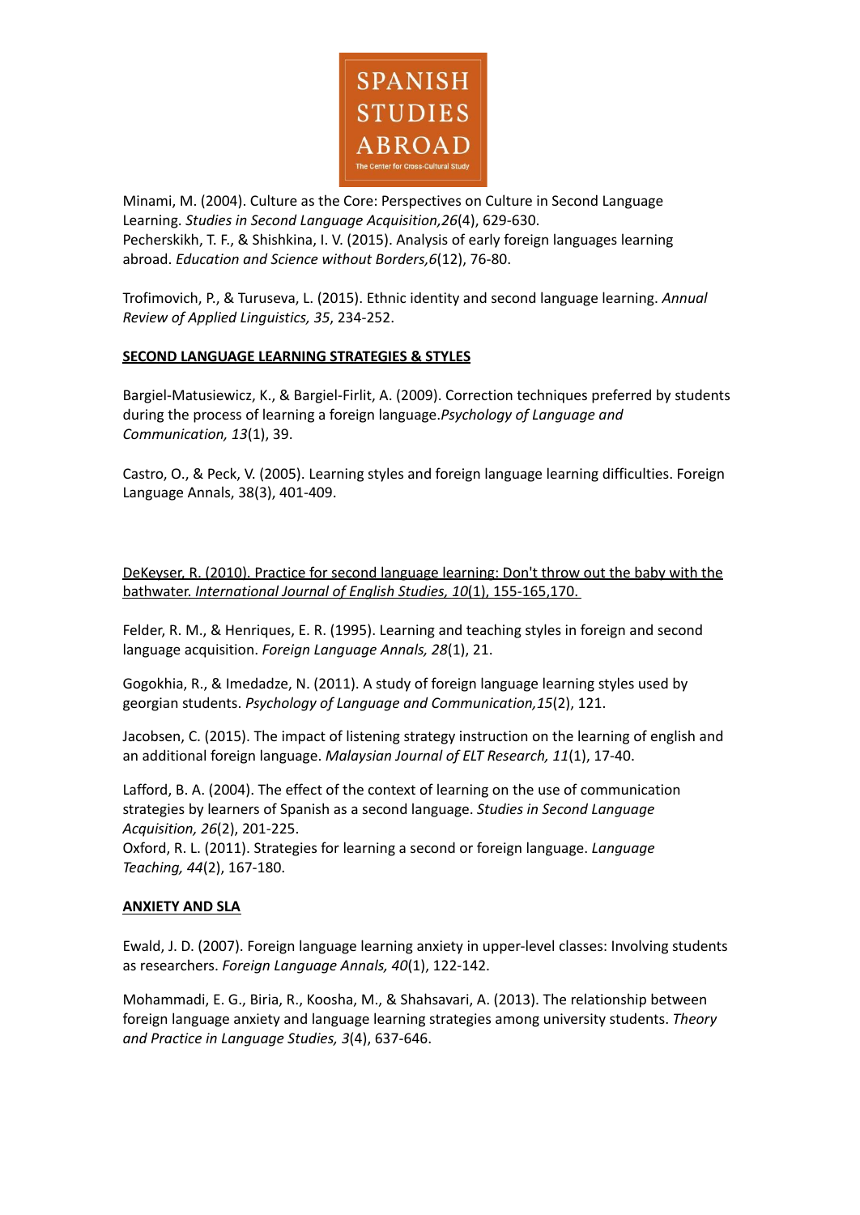Minami, M. (2004). Culture as the Core: Perspectives on Culture in Second Language Learning. *Studies in Second Language Acquisition,26*(4), 629-630.
Pecherskikh, T. F., & Shishkina, I. V. (2015). Analysis of early foreign languages learning abroad. *Education and Science without Borders,6*(12), 76-80.

Trofimovich, P., & Turuseva, L. (2015). Ethnic identity and second language learning. *Annual Review of Applied Linguistics, 35*, 234-252.

## SECOND LANGUAGE LEARNING STRATEGIES & STYLES

Bargiel-Matusiewicz, K., & Bargiel-Firlit, A. (2009). Correction techniques preferred by students during the process of learning a foreign language.*Psychology of Language and Communication, 13*(1), 39.

Castro, O., & Peck, V. (2005). Learning styles and foreign language learning difficulties. Foreign Language Annals, 38(3), 401-409.

DeKeyser, R. (2010). Practice for second language learning: Don't throw out the baby with the bathwater. *International Journal of English Studies, 10*(1), 155-165,170.

Felder, R. M., & Henriques, E. R. (1995). Learning and teaching styles in foreign and second language acquisition. *Foreign Language Annals, 28*(1), 21.

Gogokhia, R., & Imedadze, N. (2011). A study of foreign language learning styles used by georgian students. *Psychology of Language and Communication,15*(2), 121.

Jacobsen, C. (2015). The impact of listening strategy instruction on the learning of english and an additional foreign language. *Malaysian Journal of ELT Research, 11*(1), 17-40.

Lafford, B. A. (2004). The effect of the context of learning on the use of communication strategies by learners of Spanish as a second language. *Studies in Second Language Acquisition, 26*(2), 201-225.
Oxford, R. L. (2011). Strategies for learning a second or foreign language. *Language Teaching, 44*(2), 167-180.

## ANXIETY AND SLA

Ewald, J. D. (2007). Foreign language learning anxiety in upper-level classes: Involving students as researchers. *Foreign Language Annals, 40*(1), 122-142.

Mohammadi, E. G., Biria, R., Koosha, M., & Shahsavari, A. (2013). The relationship between foreign language anxiety and language learning strategies among university students. *Theory and Practice in Language Studies, 3*(4), 637-646.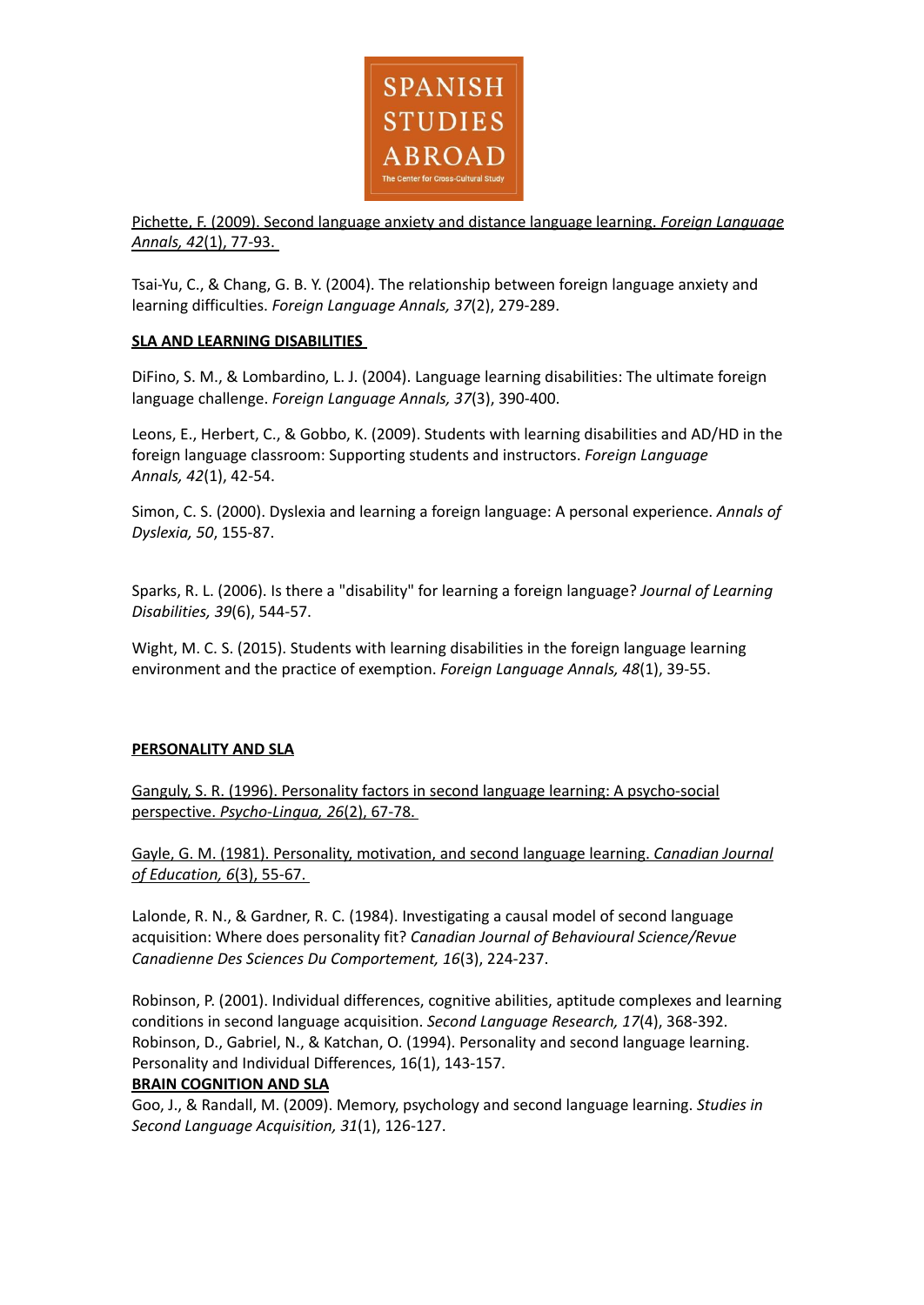Pichette, F. (2009). Second language anxiety and distance language learning. *Foreign Language Annals, 42*(1), 77-93.

Tsai-Yu, C., & Chang, G. B. Y. (2004). The relationship between foreign language anxiety and learning difficulties. *Foreign Language Annals, 37*(2), 279-289.

**SLA AND LEARNING DISABILITIES**

DiFino, S. M., & Lombardino, L. J. (2004). Language learning disabilities: The ultimate foreign language challenge. *Foreign Language Annals, 37*(3), 390-400.

Leons, E., Herbert, C., & Gobbo, K. (2009). Students with learning disabilities and AD/HD in the foreign language classroom: Supporting students and instructors. *Foreign Language Annals, 42*(1), 42-54.

Simon, C. S. (2000). Dyslexia and learning a foreign language: A personal experience. *Annals of Dyslexia, 50*, 155-87.

Sparks, R. L. (2006). Is there a "disability" for learning a foreign language? *Journal of Learning Disabilities, 39*(6), 544-57.

Wight, M. C. S. (2015). Students with learning disabilities in the foreign language learning environment and the practice of exemption. *Foreign Language Annals, 48*(1), 39-55.

**PERSONALITY AND SLA**

Ganguly, S. R. (1996). Personality factors in second language learning: A psycho-social perspective. *Psycho-Lingua, 26*(2), 67-78.

Gayle, G. M. (1981). Personality, motivation, and second language learning. *Canadian Journal of Education, 6*(3), 55-67.

Lalonde, R. N., & Gardner, R. C. (1984). Investigating a causal model of second language acquisition: Where does personality fit? *Canadian Journal of Behavioural Science/Revue Canadienne Des Sciences Du Comportement, 16*(3), 224-237.

Robinson, P. (2001). Individual differences, cognitive abilities, aptitude complexes and learning conditions in second language acquisition. *Second Language Research, 17*(4), 368-392.
Robinson, D., Gabriel, N., & Katchan, O. (1994). Personality and second language learning. Personality and Individual Differences, 16(1), 143-157.

**BRAIN COGNITION AND SLA**

Goo, J., & Randall, M. (2009). Memory, psychology and second language learning. *Studies in Second Language Acquisition, 31*(1), 126-127.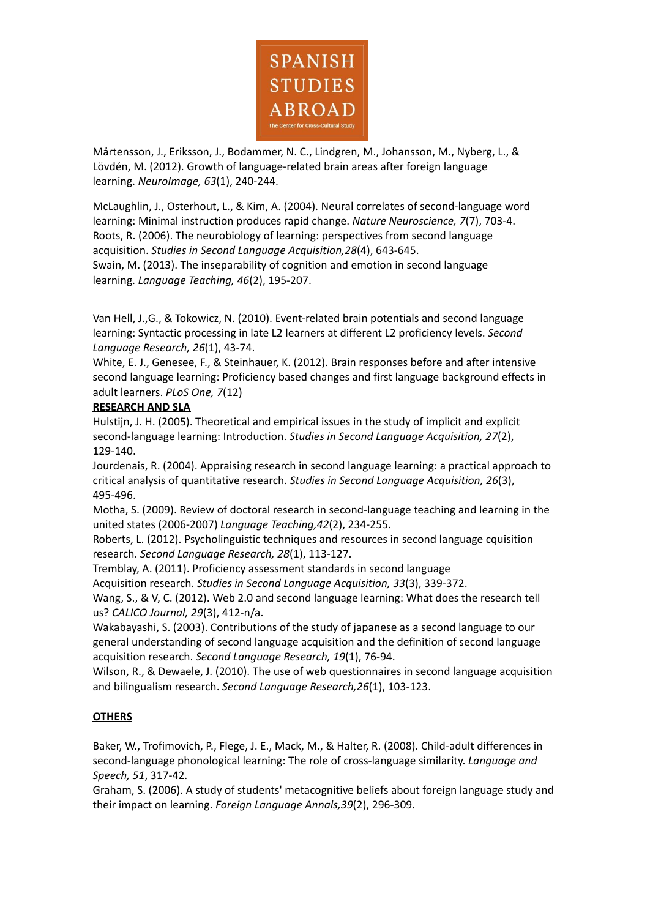Mårtensson, J., Eriksson, J., Bodammer, N. C., Lindgren, M., Johansson, M., Nyberg, L., & Lövdén, M. (2012). Growth of language-related brain areas after foreign language learning. *NeuroImage, 63*(1), 240-244.

McLaughlin, J., Osterhout, L., & Kim, A. (2004). Neural correlates of second-language word learning: Minimal instruction produces rapid change. *Nature Neuroscience, 7*(7), 703-4.

Roots, R. (2006). The neurobiology of learning: perspectives from second language acquisition. *Studies in Second Language Acquisition,28*(4), 643-645.

Swain, M. (2013). The inseparability of cognition and emotion in second language learning. *Language Teaching, 46*(2), 195-207.

Van Hell, J.,G., & Tokowicz, N. (2010). Event-related brain potentials and second language learning: Syntactic processing in late L2 learners at different L2 proficiency levels. *Second Language Research, 26*(1), 43-74.

White, E. J., Genesee, F., & Steinhauer, K. (2012). Brain responses before and after intensive second language learning: Proficiency based changes and first language background effects in adult learners. *PLoS One, 7*(12)

**RESEARCH AND SLA**

Hulstijn, J. H. (2005). Theoretical and empirical issues in the study of implicit and explicit second-language learning: Introduction. *Studies in Second Language Acquisition, 27*(2), 129-140.

Jourdenais, R. (2004). Appraising research in second language learning: a practical approach to critical analysis of quantitative research. *Studies in Second Language Acquisition, 26*(3), 495-496.

Motha, S. (2009). Review of doctoral research in second-language teaching and learning in the united states (2006-2007) *Language Teaching,42*(2), 234-255.

Roberts, L. (2012). Psycholinguistic techniques and resources in second language cquisition research. *Second Language Research, 28*(1), 113-127.

Tremblay, A. (2011). Proficiency assessment standards in second language Acquisition research. *Studies in Second Language Acquisition, 33*(3), 339-372.

Wang, S., & V, C. (2012). Web 2.0 and second language learning: What does the research tell us? *CALICO Journal, 29*(3), 412-n/a.

Wakabayashi, S. (2003). Contributions of the study of japanese as a second language to our general understanding of second language acquisition and the definition of second language acquisition research. *Second Language Research, 19*(1), 76-94.

Wilson, R., & Dewaele, J. (2010). The use of web questionnaires in second language acquisition and bilingualism research. *Second Language Research,26*(1), 103-123.

**OTHERS**

Baker, W., Trofimovich, P., Flege, J. E., Mack, M., & Halter, R. (2008). Child-adult differences in second-language phonological learning: The role of cross-language similarity. *Language and Speech, 51*, 317-42.

Graham, S. (2006). A study of students' metacognitive beliefs about foreign language study and their impact on learning. *Foreign Language Annals,39*(2), 296-309.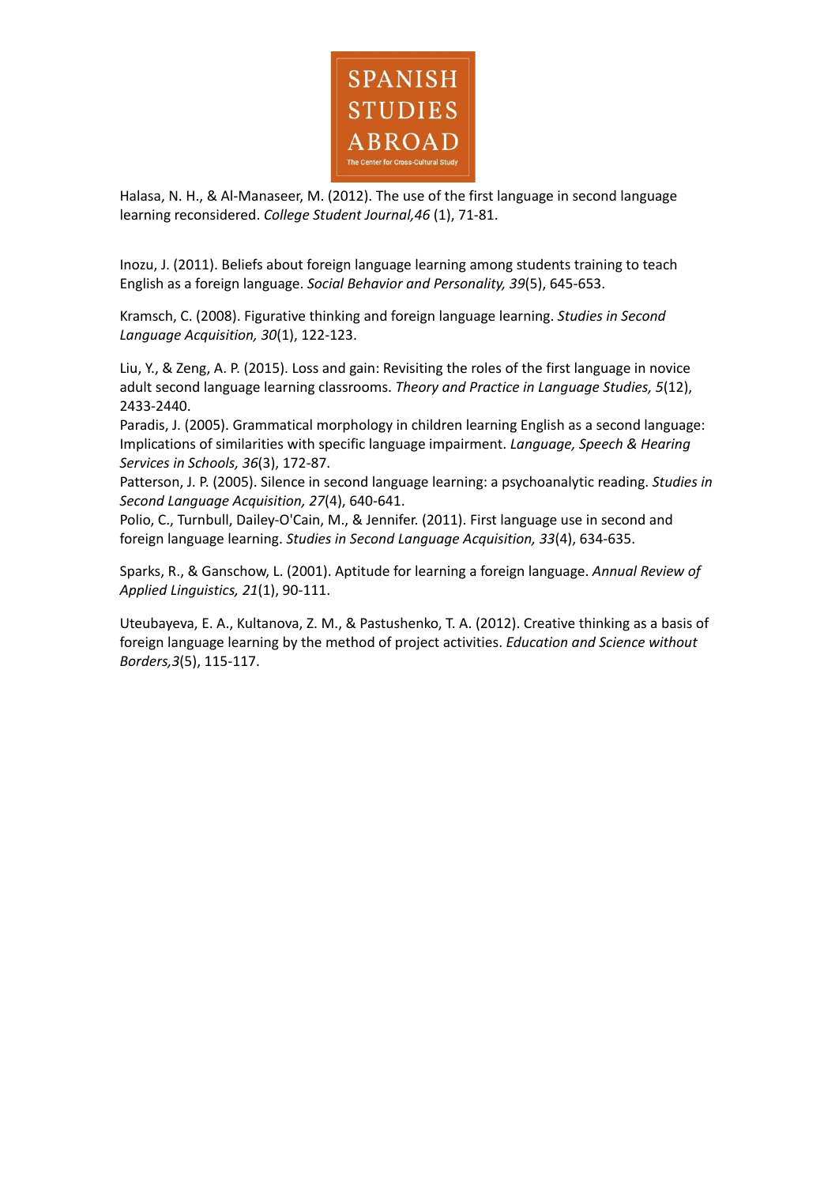Halasa, N. H., & Al-Manaseer, M. (2012). The use of the first language in second language learning reconsidered. *College Student Journal,46* (1), 71-81.

Inozu, J. (2011). Beliefs about foreign language learning among students training to teach English as a foreign language. *Social Behavior and Personality, 39*(5), 645-653.

Kramsch, C. (2008). Figurative thinking and foreign language learning. *Studies in Second Language Acquisition, 30*(1), 122-123.

Liu, Y., & Zeng, A. P. (2015). Loss and gain: Revisiting the roles of the first language in novice adult second language learning classrooms. *Theory and Practice in Language Studies, 5*(12), 2433-2440.

Paradis, J. (2005). Grammatical morphology in children learning English as a second language: Implications of similarities with specific language impairment. *Language, Speech & Hearing Services in Schools, 36*(3), 172-87.

Patterson, J. P. (2005). Silence in second language learning: a psychoanalytic reading. *Studies in Second Language Acquisition, 27*(4), 640-641.

Polio, C., Turnbull, Dailey-O'Cain, M., & Jennifer. (2011). First language use in second and foreign language learning. *Studies in Second Language Acquisition, 33*(4), 634-635.

Sparks, R., & Ganschow, L. (2001). Aptitude for learning a foreign language. *Annual Review of Applied Linguistics, 21*(1), 90-111.

Uteubayeva, E. A., Kultanova, Z. M., & Pastushenko, T. A. (2012). Creative thinking as a basis of foreign language learning by the method of project activities. *Education and Science without Borders,3*(5), 115-117.